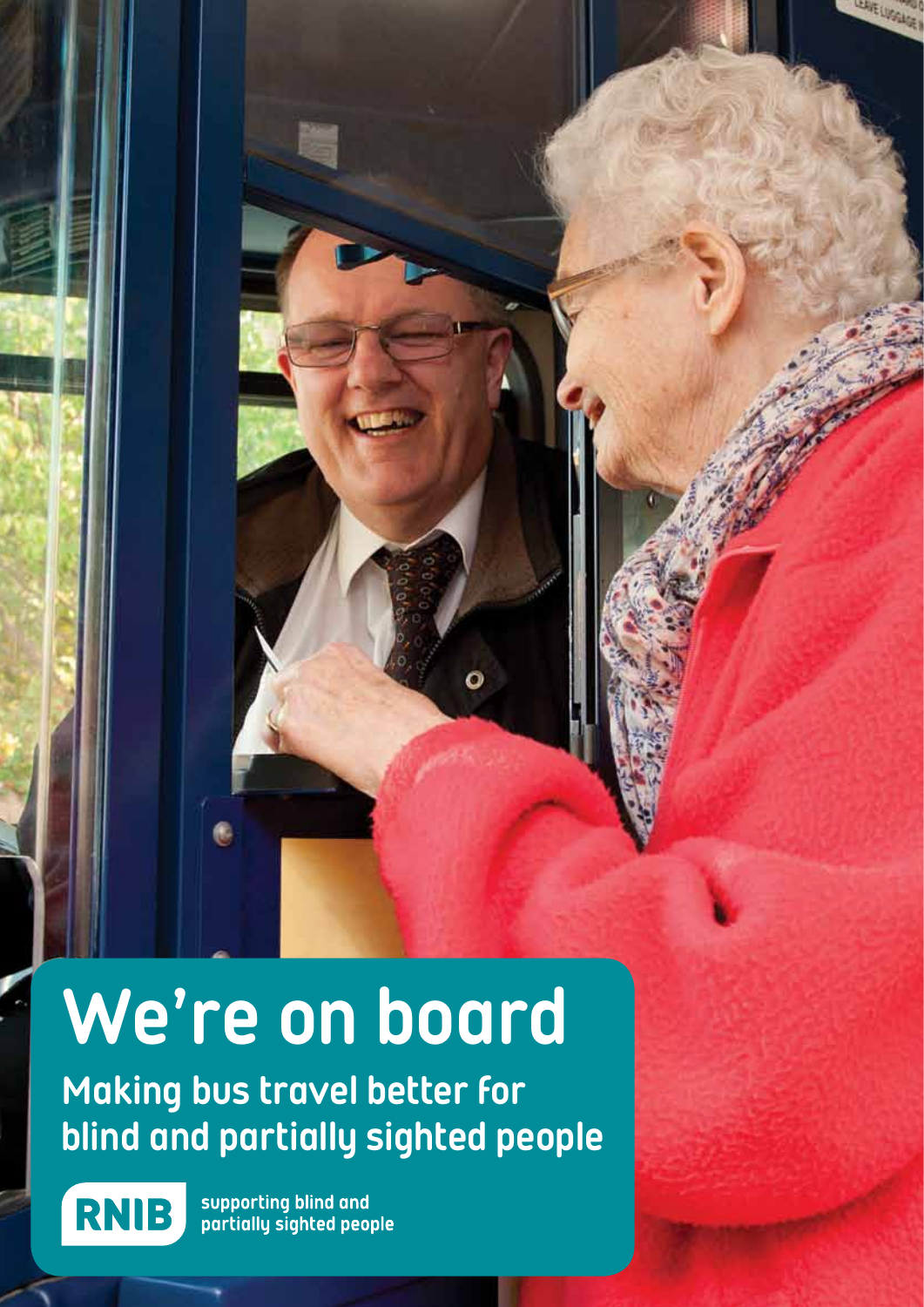# We're on board

## Making bus travel better for blind and partially sighted people

RNIB

supporting blind and partially sighted people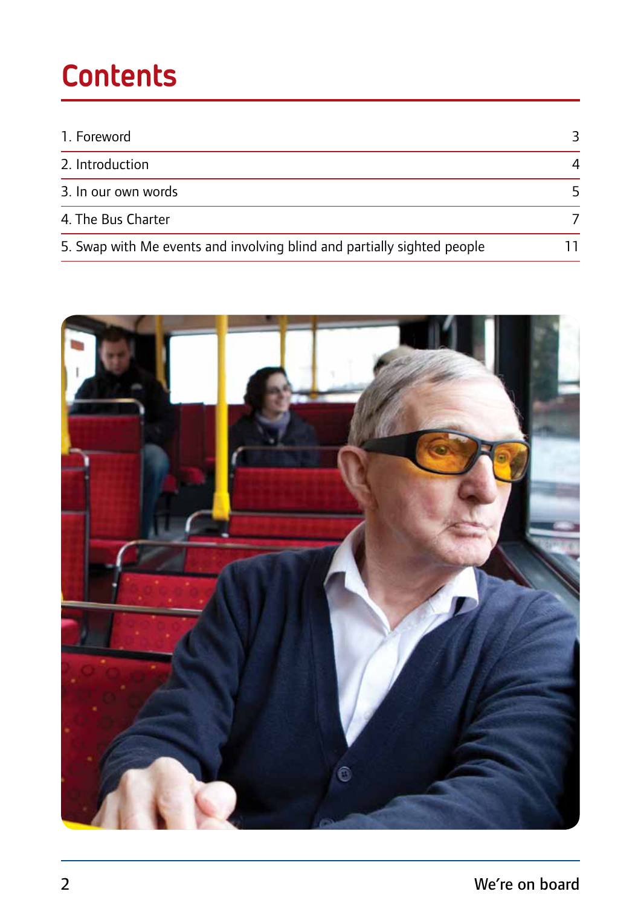# Contents

| | |
|---|---|
| 1. Foreword | 3 |
| 2. Introduction | 4 |
| 3. In our own words | 5 |
| 4. The Bus Charter | 7 |
| 5. Swap with Me events and involving blind and partially sighted people | 11 |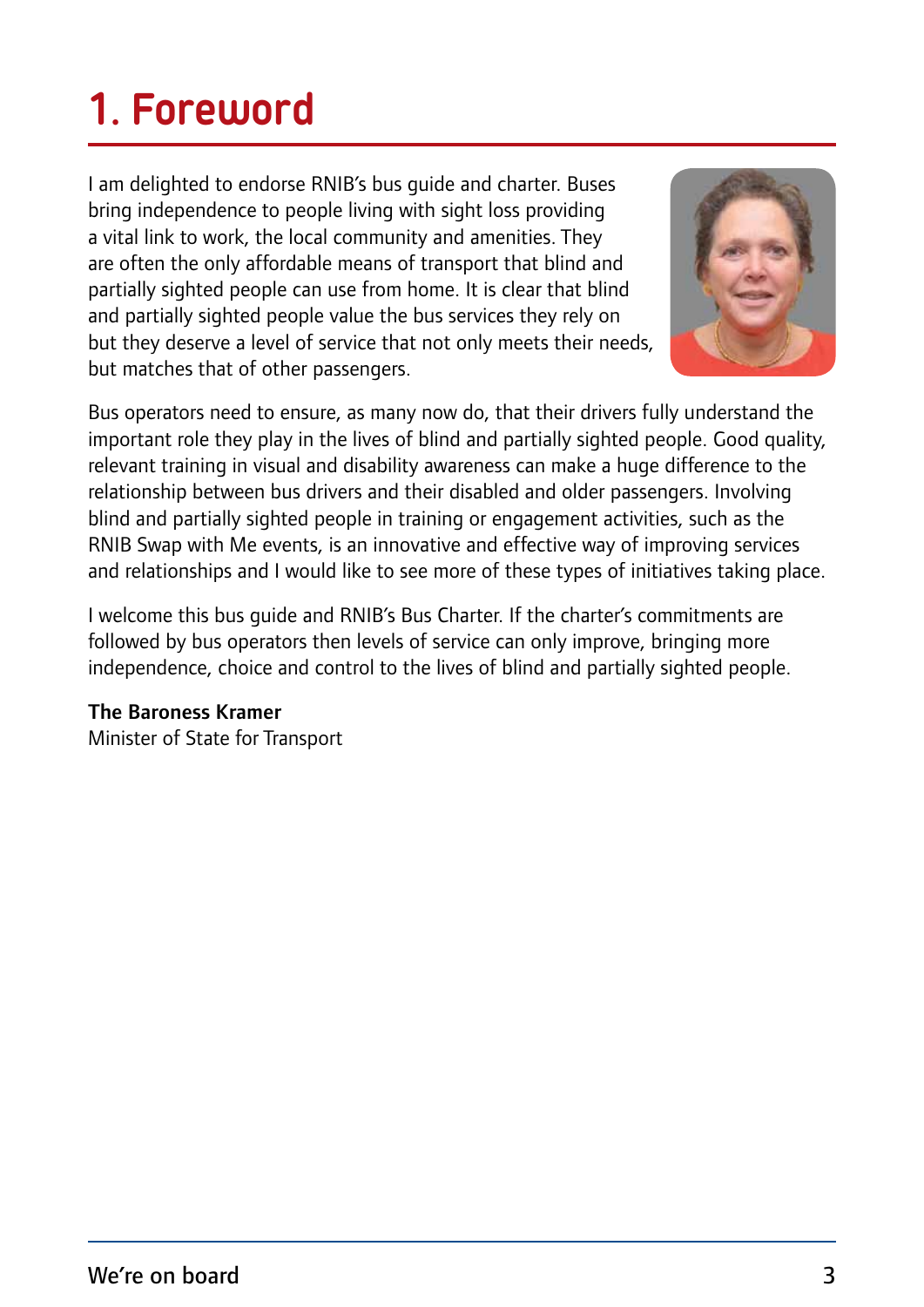# 1. Foreword

I am delighted to endorse RNIB's bus guide and charter. Buses bring independence to people living with sight loss providing a vital link to work, the local community and amenities. They are often the only affordable means of transport that blind and partially sighted people can use from home. It is clear that blind and partially sighted people value the bus services they rely on but they deserve a level of service that not only meets their needs, but matches that of other passengers.

Bus operators need to ensure, as many now do, that their drivers fully understand the important role they play in the lives of blind and partially sighted people. Good quality, relevant training in visual and disability awareness can make a huge difference to the relationship between bus drivers and their disabled and older passengers. Involving blind and partially sighted people in training or engagement activities, such as the RNIB Swap with Me events, is an innovative and effective way of improving services and relationships and I would like to see more of these types of initiatives taking place.

I welcome this bus guide and RNIB's Bus Charter. If the charter's commitments are followed by bus operators then levels of service can only improve, bringing more independence, choice and control to the lives of blind and partially sighted people.

**The Baroness Kramer**
Minister of State for Transport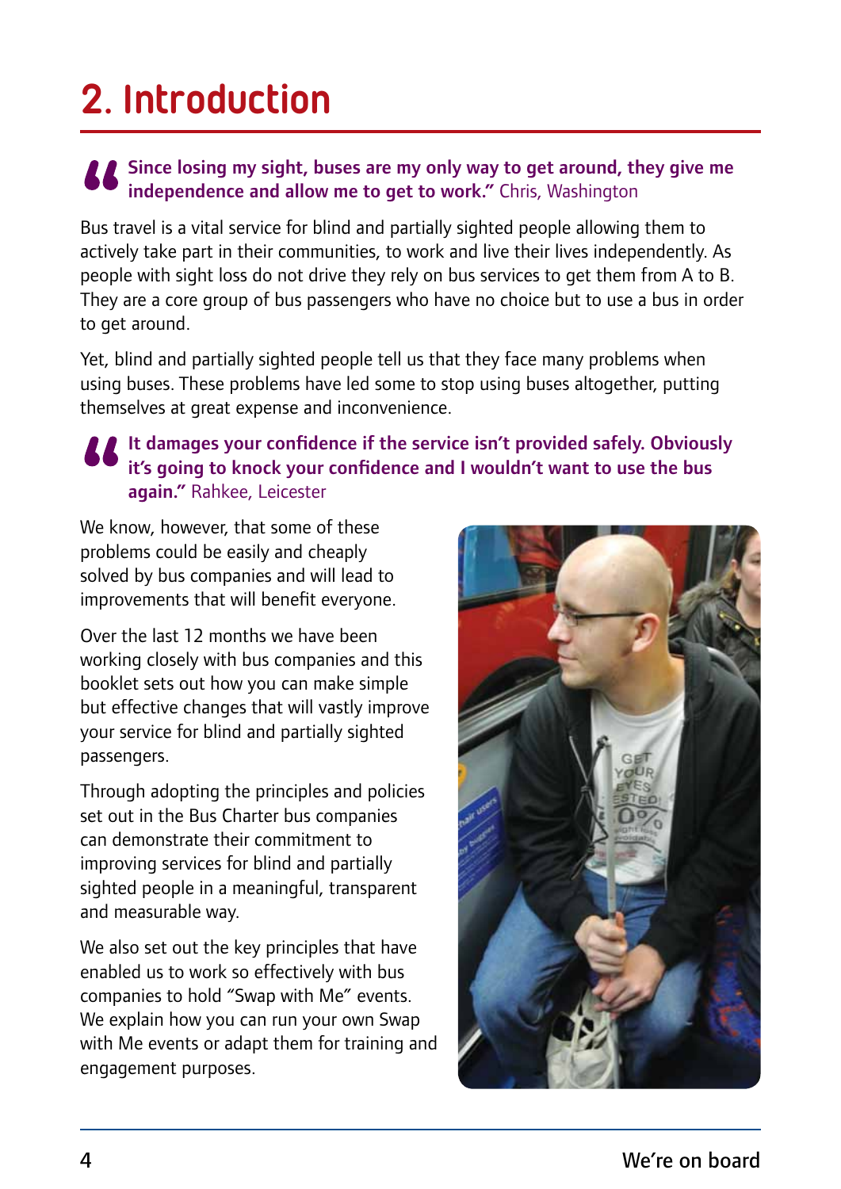# 2. Introduction

> **“Since losing my sight, buses are my only way to get around, they give me independence and allow me to get to work.”** Chris, Washington

Bus travel is a vital service for blind and partially sighted people allowing them to actively take part in their communities, to work and live their lives independently. As people with sight loss do not drive they rely on bus services to get them from A to B. They are a core group of bus passengers who have no choice but to use a bus in order to get around.

Yet, blind and partially sighted people tell us that they face many problems when using buses. These problems have led some to stop using buses altogether, putting themselves at great expense and inconvenience.

> **“It damages your confidence if the service isn’t provided safely. Obviously it’s going to knock your confidence and I wouldn’t want to use the bus again.”** Rahkee, Leicester

We know, however, that some of these problems could be easily and cheaply solved by bus companies and will lead to improvements that will benefit everyone.

Over the last 12 months we have been working closely with bus companies and this booklet sets out how you can make simple but effective changes that will vastly improve your service for blind and partially sighted passengers.

Through adopting the principles and policies set out in the Bus Charter bus companies can demonstrate their commitment to improving services for blind and partially sighted people in a meaningful, transparent and measurable way.

We also set out the key principles that have enabled us to work so effectively with bus companies to hold “Swap with Me” events. We explain how you can run your own Swap with Me events or adapt them for training and engagement purposes.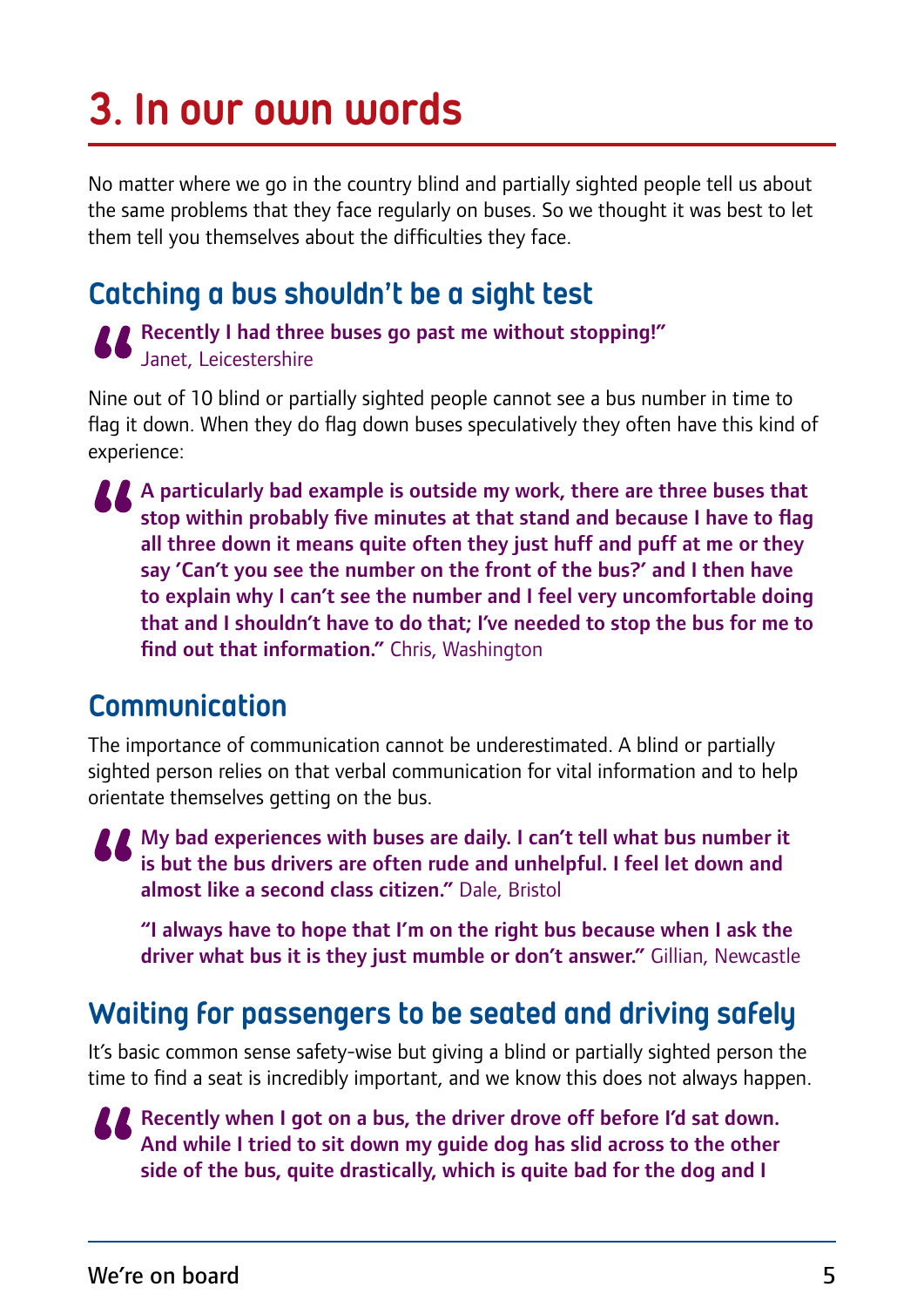# 3. In our own words

No matter where we go in the country blind and partially sighted people tell us about the same problems that they face regularly on buses. So we thought it was best to let them tell you themselves about the difficulties they face.

## Catching a bus shouldn't be a sight test

> **"Recently I had three buses go past me without stopping!"**
> Janet, Leicestershire

Nine out of 10 blind or partially sighted people cannot see a bus number in time to flag it down. When they do flag down buses speculatively they often have this kind of experience:

> **"A particularly bad example is outside my work, there are three buses that stop within probably five minutes at that stand and because I have to flag all three down it means quite often they just huff and puff at me or they say 'Can't you see the number on the front of the bus?' and I then have to explain why I can't see the number and I feel very uncomfortable doing that and I shouldn't have to do that; I've needed to stop the bus for me to find out that information."** Chris, Washington

## Communication

The importance of communication cannot be underestimated. A blind or partially sighted person relies on that verbal communication for vital information and to help orientate themselves getting on the bus.

> **"My bad experiences with buses are daily. I can't tell what bus number it is but the bus drivers are often rude and unhelpful. I feel let down and almost like a second class citizen."** Dale, Bristol
>
> **"I always have to hope that I'm on the right bus because when I ask the driver what bus it is they just mumble or don't answer."** Gillian, Newcastle

## Waiting for passengers to be seated and driving safely

It's basic common sense safety-wise but giving a blind or partially sighted person the time to find a seat is incredibly important, and we know this does not always happen.

> **"Recently when I got on a bus, the driver drove off before I'd sat down. And while I tried to sit down my guide dog has slid across to the other side of the bus, quite drastically, which is quite bad for the dog and I**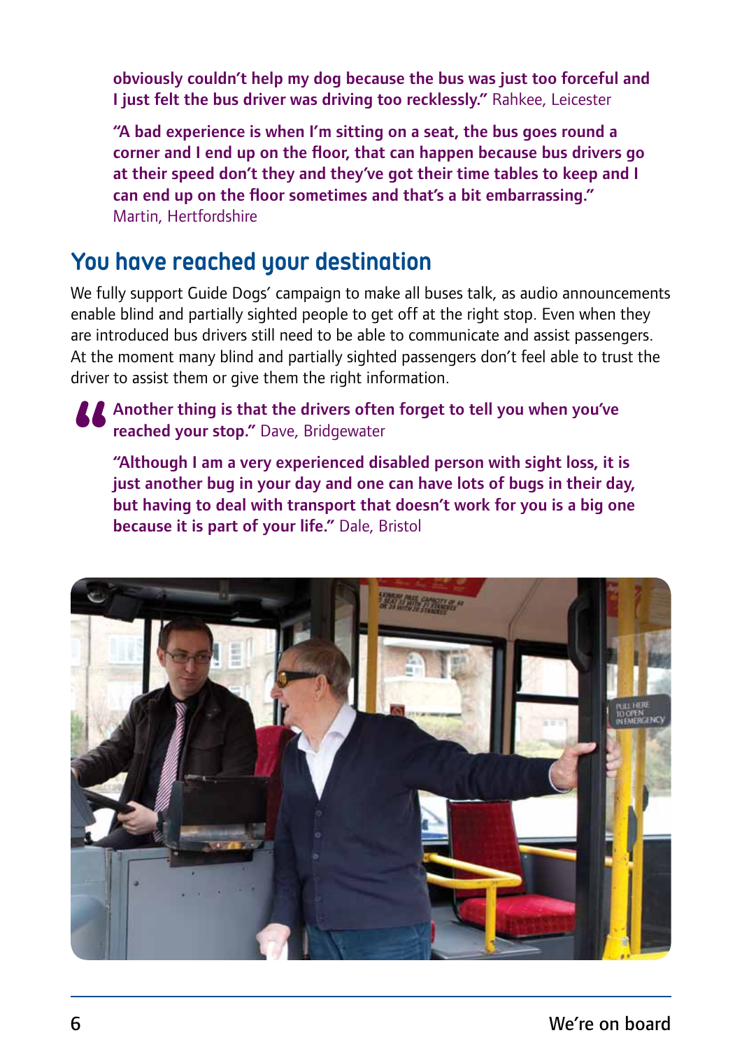**obviously couldn't help my dog because the bus was just too forceful and I just felt the bus driver was driving too recklessly."** Rahkee, Leicester

**"A bad experience is when I'm sitting on a seat, the bus goes round a corner and I end up on the floor, that can happen because bus drivers go at their speed don't they and they've got their time tables to keep and I can end up on the floor sometimes and that's a bit embarrassing."** Martin, Hertfordshire

## You have reached your destination

We fully support Guide Dogs' campaign to make all buses talk, as audio announcements enable blind and partially sighted people to get off at the right stop. Even when they are introduced bus drivers still need to be able to communicate and assist passengers. At the moment many blind and partially sighted passengers don't feel able to trust the driver to assist them or give them the right information.

**"Another thing is that the drivers often forget to tell you when you've reached your stop."** Dave, Bridgewater

**"Although I am a very experienced disabled person with sight loss, it is just another bug in your day and one can have lots of bugs in their day, but having to deal with transport that doesn't work for you is a big one because it is part of your life."** Dale, Bristol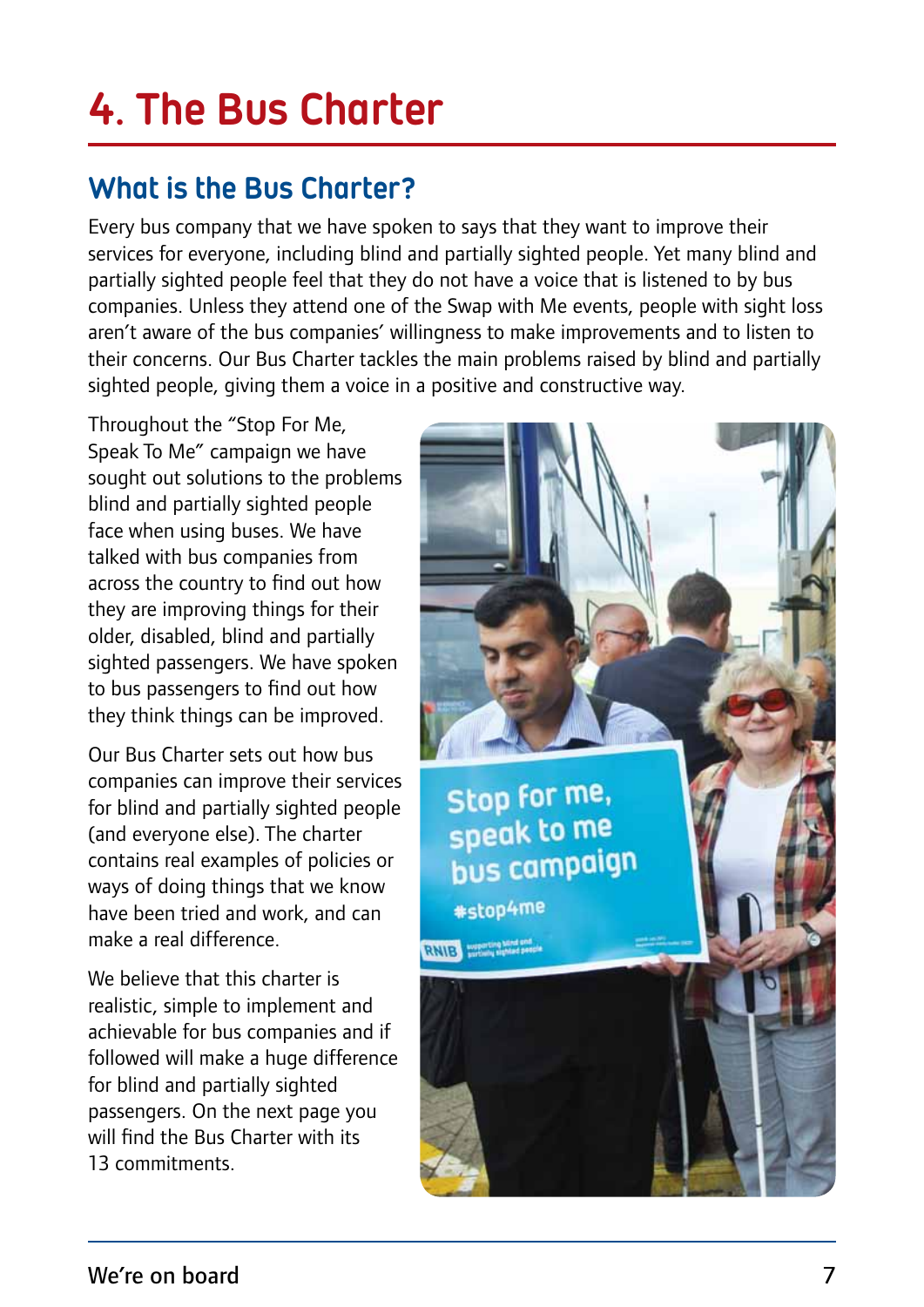# 4. The Bus Charter

## What is the Bus Charter?

Every bus company that we have spoken to says that they want to improve their services for everyone, including blind and partially sighted people. Yet many blind and partially sighted people feel that they do not have a voice that is listened to by bus companies. Unless they attend one of the Swap with Me events, people with sight loss aren't aware of the bus companies' willingness to make improvements and to listen to their concerns. Our Bus Charter tackles the main problems raised by blind and partially sighted people, giving them a voice in a positive and constructive way.

Throughout the "Stop For Me, Speak To Me" campaign we have sought out solutions to the problems blind and partially sighted people face when using buses. We have talked with bus companies from across the country to find out how they are improving things for their older, disabled, blind and partially sighted passengers. We have spoken to bus passengers to find out how they think things can be improved.

Our Bus Charter sets out how bus companies can improve their services for blind and partially sighted people (and everyone else). The charter contains real examples of policies or ways of doing things that we know have been tried and work, and can make a real difference.

We believe that this charter is realistic, simple to implement and achievable for bus companies and if followed will make a huge difference for blind and partially sighted passengers. On the next page you will find the Bus Charter with its 13 commitments.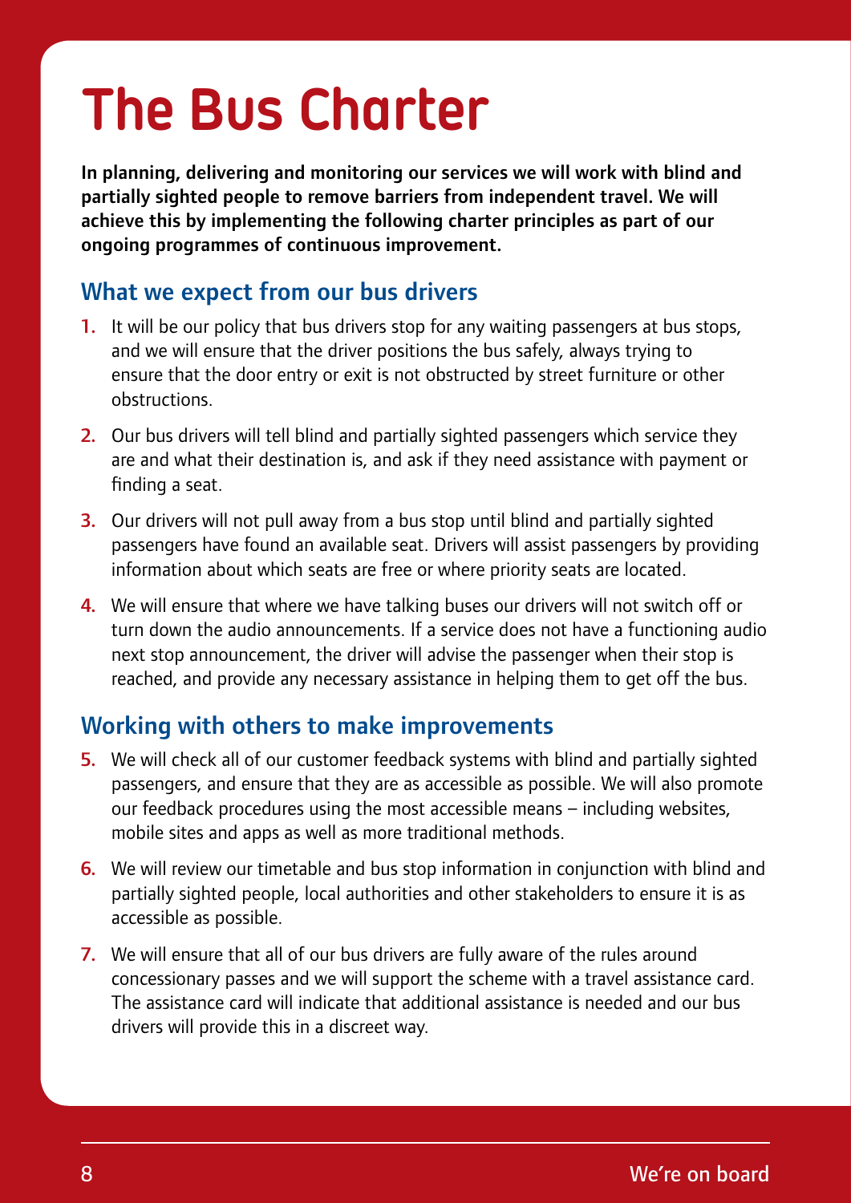# The Bus Charter

**In planning, delivering and monitoring our services we will work with blind and partially sighted people to remove barriers from independent travel. We will achieve this by implementing the following charter principles as part of our ongoing programmes of continuous improvement.**

## What we expect from our bus drivers

1. It will be our policy that bus drivers stop for any waiting passengers at bus stops, and we will ensure that the driver positions the bus safely, always trying to ensure that the door entry or exit is not obstructed by street furniture or other obstructions.
2. Our bus drivers will tell blind and partially sighted passengers which service they are and what their destination is, and ask if they need assistance with payment or finding a seat.
3. Our drivers will not pull away from a bus stop until blind and partially sighted passengers have found an available seat. Drivers will assist passengers by providing information about which seats are free or where priority seats are located.
4. We will ensure that where we have talking buses our drivers will not switch off or turn down the audio announcements. If a service does not have a functioning audio next stop announcement, the driver will advise the passenger when their stop is reached, and provide any necessary assistance in helping them to get off the bus.

## Working with others to make improvements

5. We will check all of our customer feedback systems with blind and partially sighted passengers, and ensure that they are as accessible as possible. We will also promote our feedback procedures using the most accessible means – including websites, mobile sites and apps as well as more traditional methods.
6. We will review our timetable and bus stop information in conjunction with blind and partially sighted people, local authorities and other stakeholders to ensure it is as accessible as possible.
7. We will ensure that all of our bus drivers are fully aware of the rules around concessionary passes and we will support the scheme with a travel assistance card. The assistance card will indicate that additional assistance is needed and our bus drivers will provide this in a discreet way.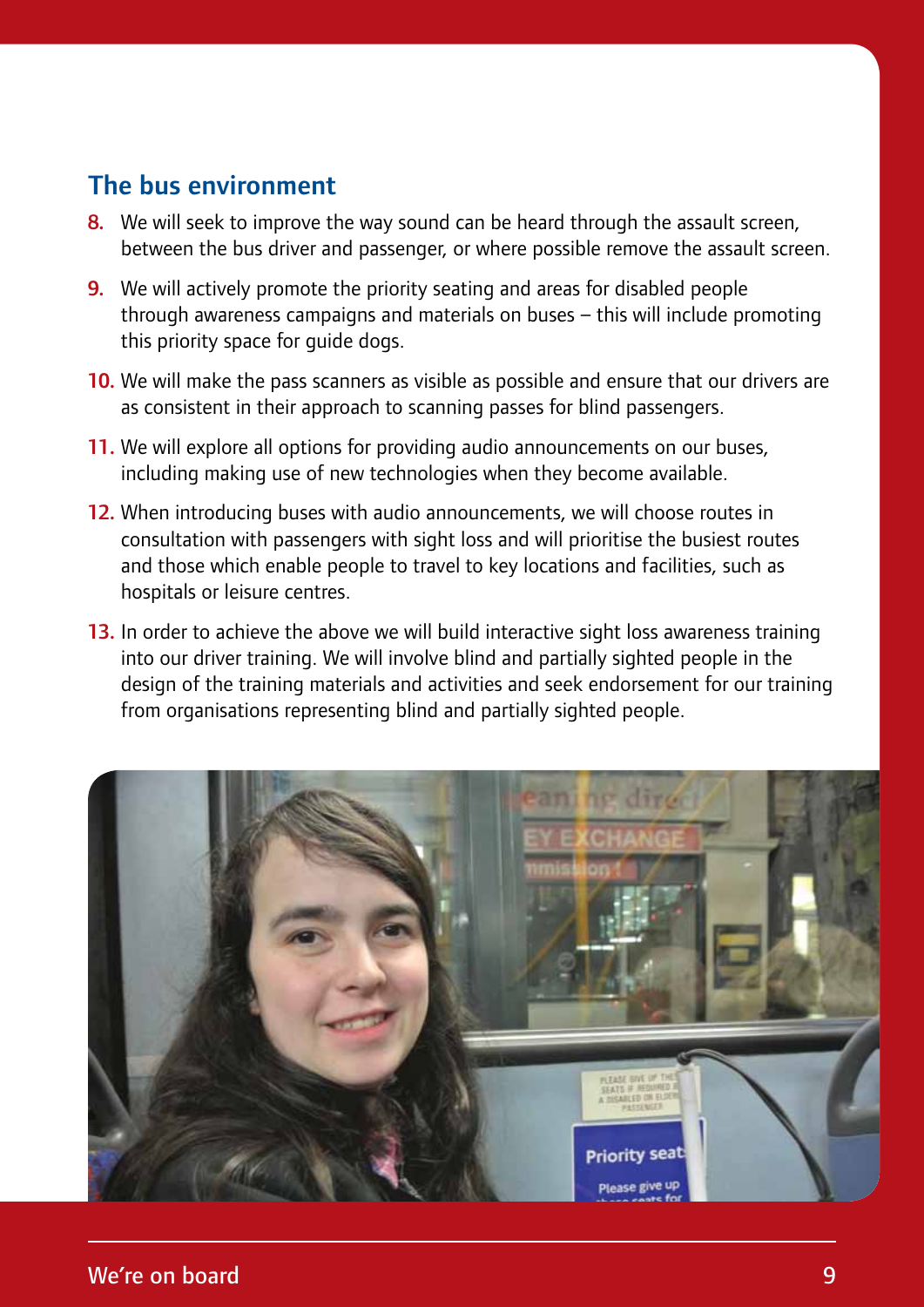## The bus environment

8. We will seek to improve the way sound can be heard through the assault screen, between the bus driver and passenger, or where possible remove the assault screen.
9. We will actively promote the priority seating and areas for disabled people through awareness campaigns and materials on buses – this will include promoting this priority space for guide dogs.
10. We will make the pass scanners as visible as possible and ensure that our drivers are as consistent in their approach to scanning passes for blind passengers.
11. We will explore all options for providing audio announcements on our buses, including making use of new technologies when they become available.
12. When introducing buses with audio announcements, we will choose routes in consultation with passengers with sight loss and will prioritise the busiest routes and those which enable people to travel to key locations and facilities, such as hospitals or leisure centres.
13. In order to achieve the above we will build interactive sight loss awareness training into our driver training. We will involve blind and partially sighted people in the design of the training materials and activities and seek endorsement for our training from organisations representing blind and partially sighted people.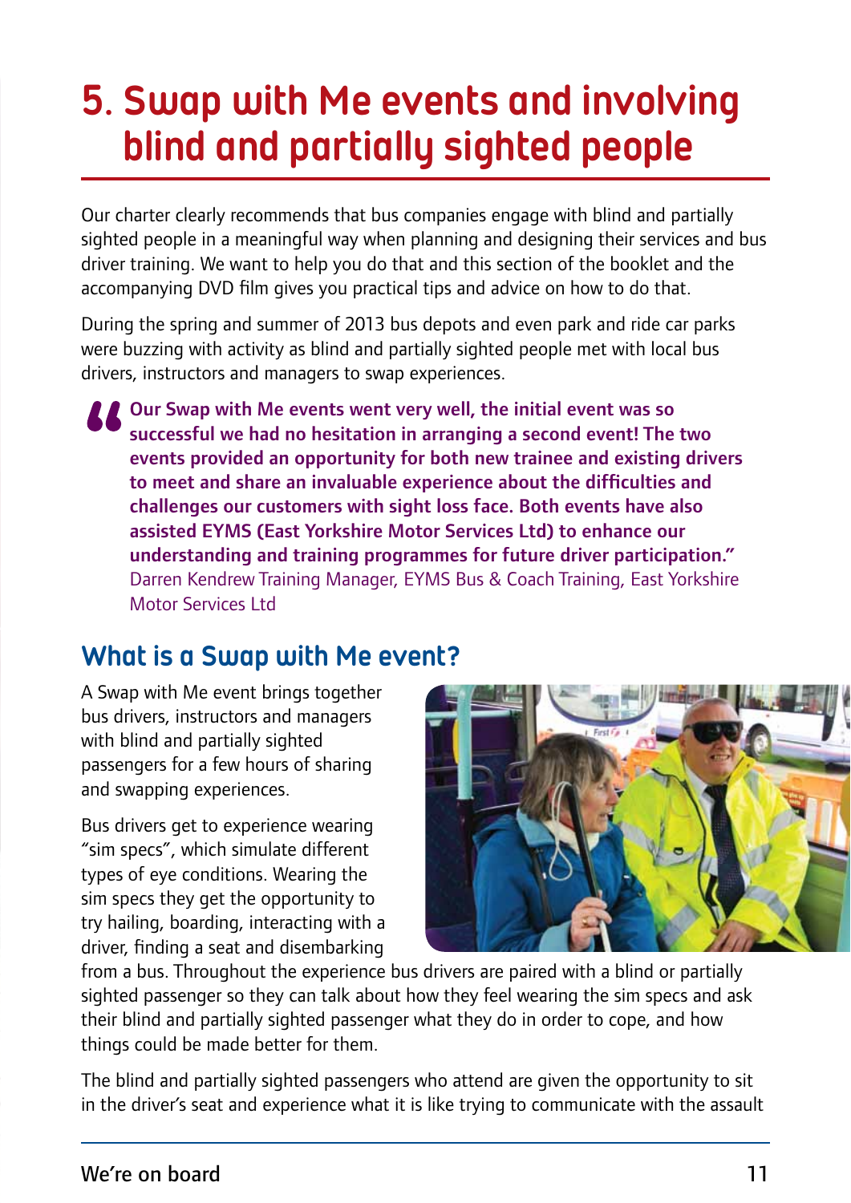# 5. Swap with Me events and involving blind and partially sighted people

Our charter clearly recommends that bus companies engage with blind and partially sighted people in a meaningful way when planning and designing their services and bus driver training. We want to help you do that and this section of the booklet and the accompanying DVD film gives you practical tips and advice on how to do that.

During the spring and summer of 2013 bus depots and even park and ride car parks were buzzing with activity as blind and partially sighted people met with local bus drivers, instructors and managers to swap experiences.

> **"Our Swap with Me events went very well, the initial event was so successful we had no hesitation in arranging a second event! The two events provided an opportunity for both new trainee and existing drivers to meet and share an invaluable experience about the difficulties and challenges our customers with sight loss face. Both events have also assisted EYMS (East Yorkshire Motor Services Ltd) to enhance our understanding and training programmes for future driver participation."**
> Darren Kendrew Training Manager, EYMS Bus & Coach Training, East Yorkshire Motor Services Ltd

## What is a Swap with Me event?

A Swap with Me event brings together bus drivers, instructors and managers with blind and partially sighted passengers for a few hours of sharing and swapping experiences.

Bus drivers get to experience wearing "sim specs", which simulate different types of eye conditions. Wearing the sim specs they get the opportunity to try hailing, boarding, interacting with a driver, finding a seat and disembarking from a bus. Throughout the experience bus drivers are paired with a blind or partially sighted passenger so they can talk about how they feel wearing the sim specs and ask their blind and partially sighted passenger what they do in order to cope, and how things could be made better for them.

The blind and partially sighted passengers who attend are given the opportunity to sit in the driver's seat and experience what it is like trying to communicate with the assault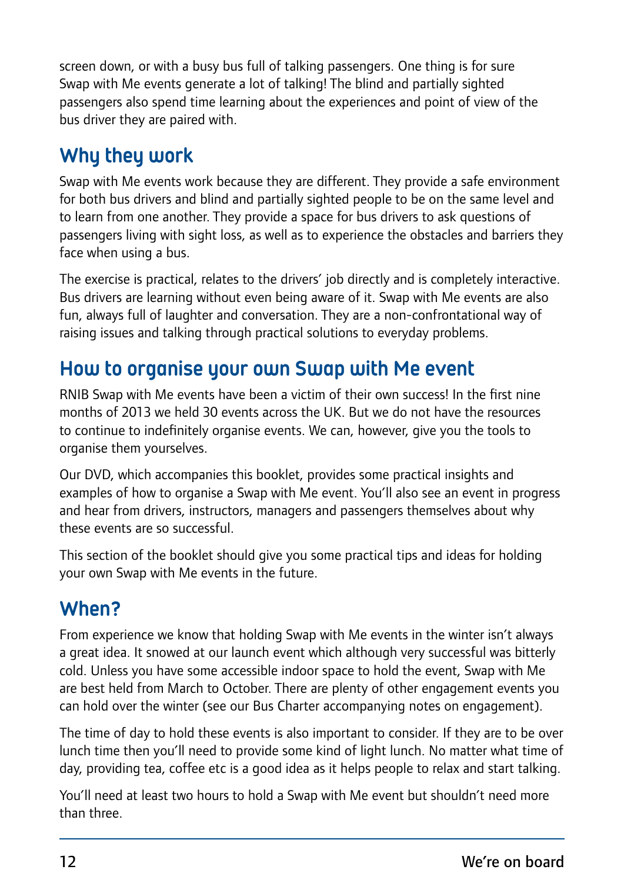screen down, or with a busy bus full of talking passengers. One thing is for sure Swap with Me events generate a lot of talking! The blind and partially sighted passengers also spend time learning about the experiences and point of view of the bus driver they are paired with.

## Why they work

Swap with Me events work because they are different. They provide a safe environment for both bus drivers and blind and partially sighted people to be on the same level and to learn from one another. They provide a space for bus drivers to ask questions of passengers living with sight loss, as well as to experience the obstacles and barriers they face when using a bus.

The exercise is practical, relates to the drivers' job directly and is completely interactive. Bus drivers are learning without even being aware of it. Swap with Me events are also fun, always full of laughter and conversation. They are a non-confrontational way of raising issues and talking through practical solutions to everyday problems.

## How to organise your own Swap with Me event

RNIB Swap with Me events have been a victim of their own success! In the first nine months of 2013 we held 30 events across the UK. But we do not have the resources to continue to indefinitely organise events. We can, however, give you the tools to organise them yourselves.

Our DVD, which accompanies this booklet, provides some practical insights and examples of how to organise a Swap with Me event. You'll also see an event in progress and hear from drivers, instructors, managers and passengers themselves about why these events are so successful.

This section of the booklet should give you some practical tips and ideas for holding your own Swap with Me events in the future.

## When?

From experience we know that holding Swap with Me events in the winter isn't always a great idea. It snowed at our launch event which although very successful was bitterly cold. Unless you have some accessible indoor space to hold the event, Swap with Me are best held from March to October. There are plenty of other engagement events you can hold over the winter (see our Bus Charter accompanying notes on engagement).

The time of day to hold these events is also important to consider. If they are to be over lunch time then you'll need to provide some kind of light lunch. No matter what time of day, providing tea, coffee etc is a good idea as it helps people to relax and start talking.

You'll need at least two hours to hold a Swap with Me event but shouldn't need more than three.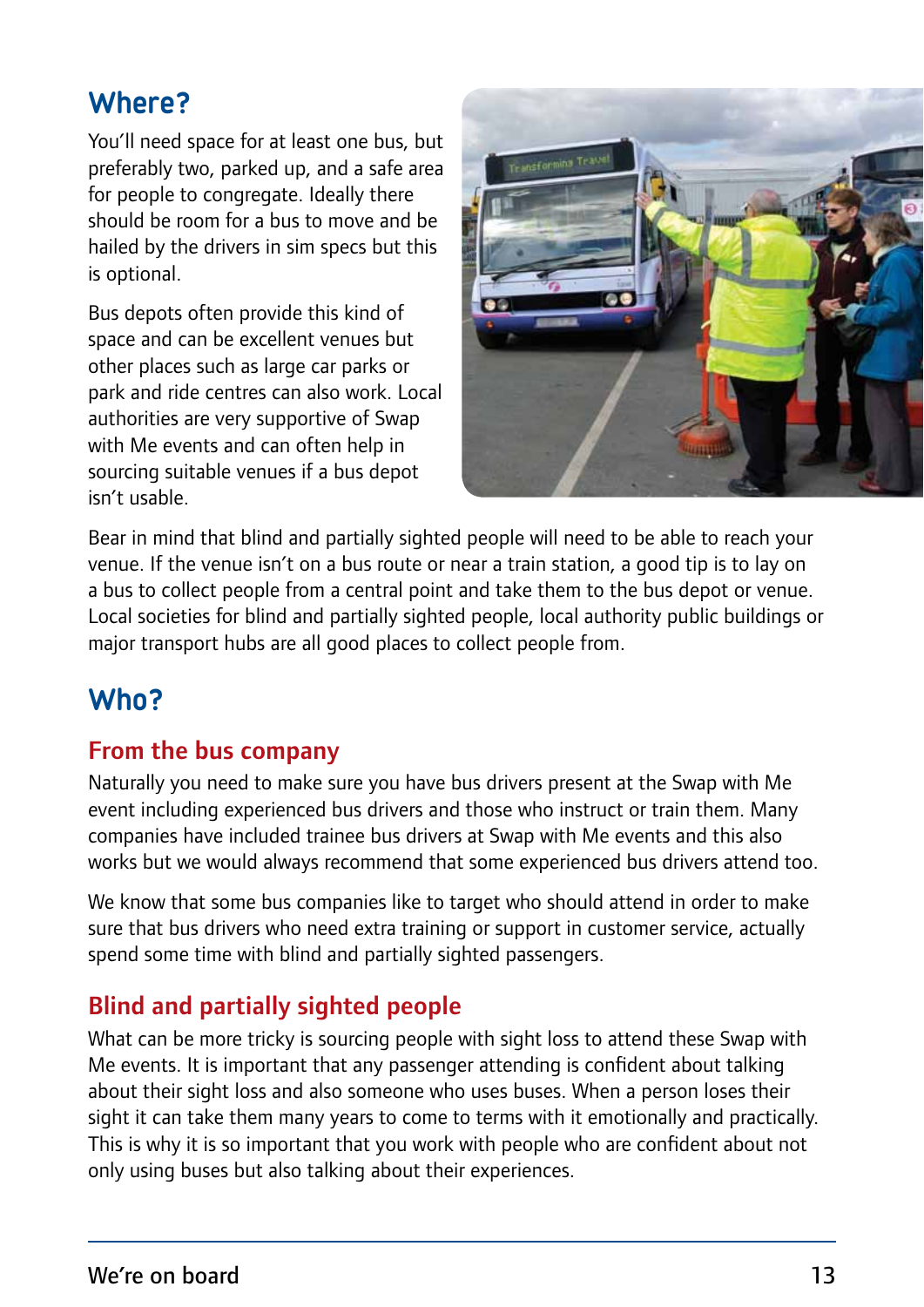## Where?

You'll need space for at least one bus, but preferably two, parked up, and a safe area for people to congregate. Ideally there should be room for a bus to move and be hailed by the drivers in sim specs but this is optional.

Bus depots often provide this kind of space and can be excellent venues but other places such as large car parks or park and ride centres can also work. Local authorities are very supportive of Swap with Me events and can often help in sourcing suitable venues if a bus depot isn't usable.

Bear in mind that blind and partially sighted people will need to be able to reach your venue. If the venue isn't on a bus route or near a train station, a good tip is to lay on a bus to collect people from a central point and take them to the bus depot or venue. Local societies for blind and partially sighted people, local authority public buildings or major transport hubs are all good places to collect people from.

## Who?

### From the bus company

Naturally you need to make sure you have bus drivers present at the Swap with Me event including experienced bus drivers and those who instruct or train them. Many companies have included trainee bus drivers at Swap with Me events and this also works but we would always recommend that some experienced bus drivers attend too.

We know that some bus companies like to target who should attend in order to make sure that bus drivers who need extra training or support in customer service, actually spend some time with blind and partially sighted passengers.

### Blind and partially sighted people

What can be more tricky is sourcing people with sight loss to attend these Swap with Me events. It is important that any passenger attending is confident about talking about their sight loss and also someone who uses buses. When a person loses their sight it can take them many years to come to terms with it emotionally and practically. This is why it is so important that you work with people who are confident about not only using buses but also talking about their experiences.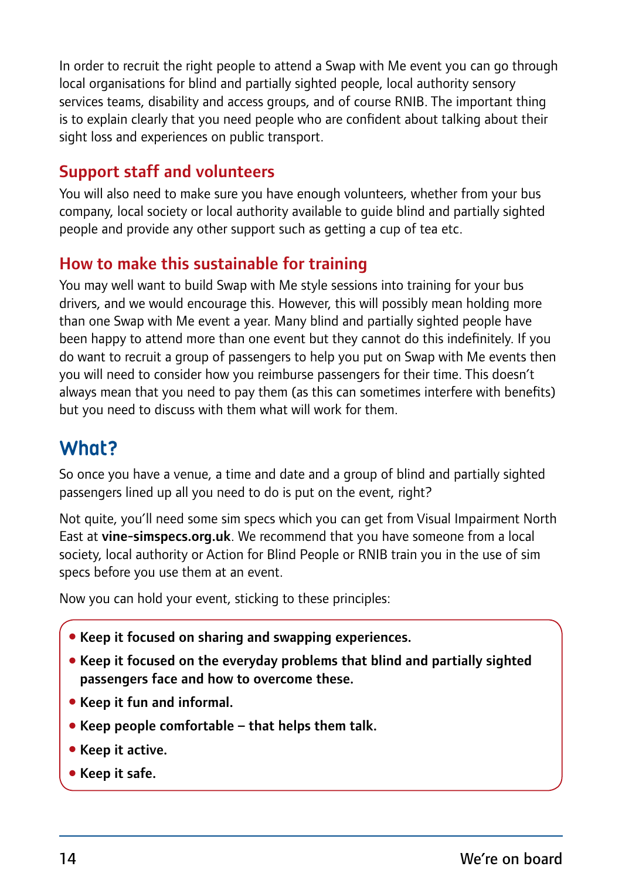In order to recruit the right people to attend a Swap with Me event you can go through local organisations for blind and partially sighted people, local authority sensory services teams, disability and access groups, and of course RNIB. The important thing is to explain clearly that you need people who are confident about talking about their sight loss and experiences on public transport.

### Support staff and volunteers

You will also need to make sure you have enough volunteers, whether from your bus company, local society or local authority available to guide blind and partially sighted people and provide any other support such as getting a cup of tea etc.

### How to make this sustainable for training

You may well want to build Swap with Me style sessions into training for your bus drivers, and we would encourage this. However, this will possibly mean holding more than one Swap with Me event a year. Many blind and partially sighted people have been happy to attend more than one event but they cannot do this indefinitely. If you do want to recruit a group of passengers to help you put on Swap with Me events then you will need to consider how you reimburse passengers for their time. This doesn't always mean that you need to pay them (as this can sometimes interfere with benefits) but you need to discuss with them what will work for them.

## What?

So once you have a venue, a time and date and a group of blind and partially sighted passengers lined up all you need to do is put on the event, right?

Not quite, you'll need some sim specs which you can get from Visual Impairment North East at **vine-simspecs.org.uk**. We recommend that you have someone from a local society, local authority or Action for Blind People or RNIB train you in the use of sim specs before you use them at an event.

Now you can hold your event, sticking to these principles:

- **Keep it focused on sharing and swapping experiences.**
- **Keep it focused on the everyday problems that blind and partially sighted passengers face and how to overcome these.**
- **Keep it fun and informal.**
- **Keep people comfortable – that helps them talk.**
- **Keep it active.**
- **Keep it safe.**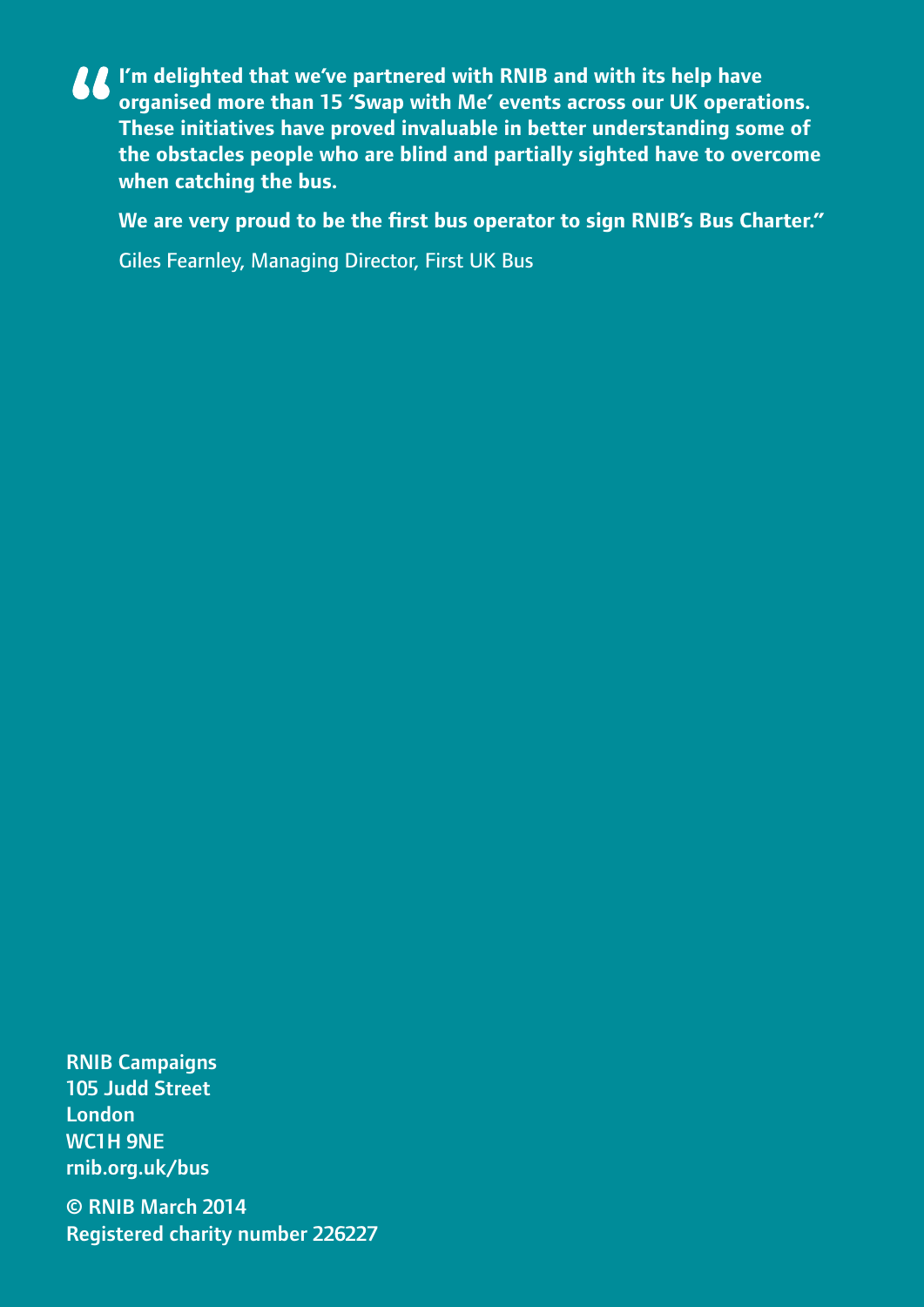> **"I'm delighted that we've partnered with RNIB and with its help have organised more than 15 'Swap with Me' events across our UK operations. These initiatives have proved invaluable in better understanding some of the obstacles people who are blind and partially sighted have to overcome when catching the bus.**
>
> **We are very proud to be the first bus operator to sign RNIB's Bus Charter."**
>
> Giles Fearnley, Managing Director, First UK Bus

**RNIB Campaigns**
**105 Judd Street**
**London**
**WC1H 9NE**
**rnib.org.uk/bus**

**© RNIB March 2014**
**Registered charity number 226227**